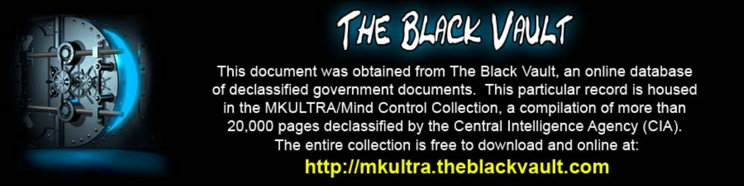# THE BLACK VAULT

This document was obtained from The Black Vault, an online database of declassified government documents. This particular record is housed in the MKULTRA/Mind Control Collection, a compilation of more than 20,000 pages declassified by the Central Intelligence Agency (CIA). The entire collection is free to download and online at:

**http://mkultra.theblackvault.com**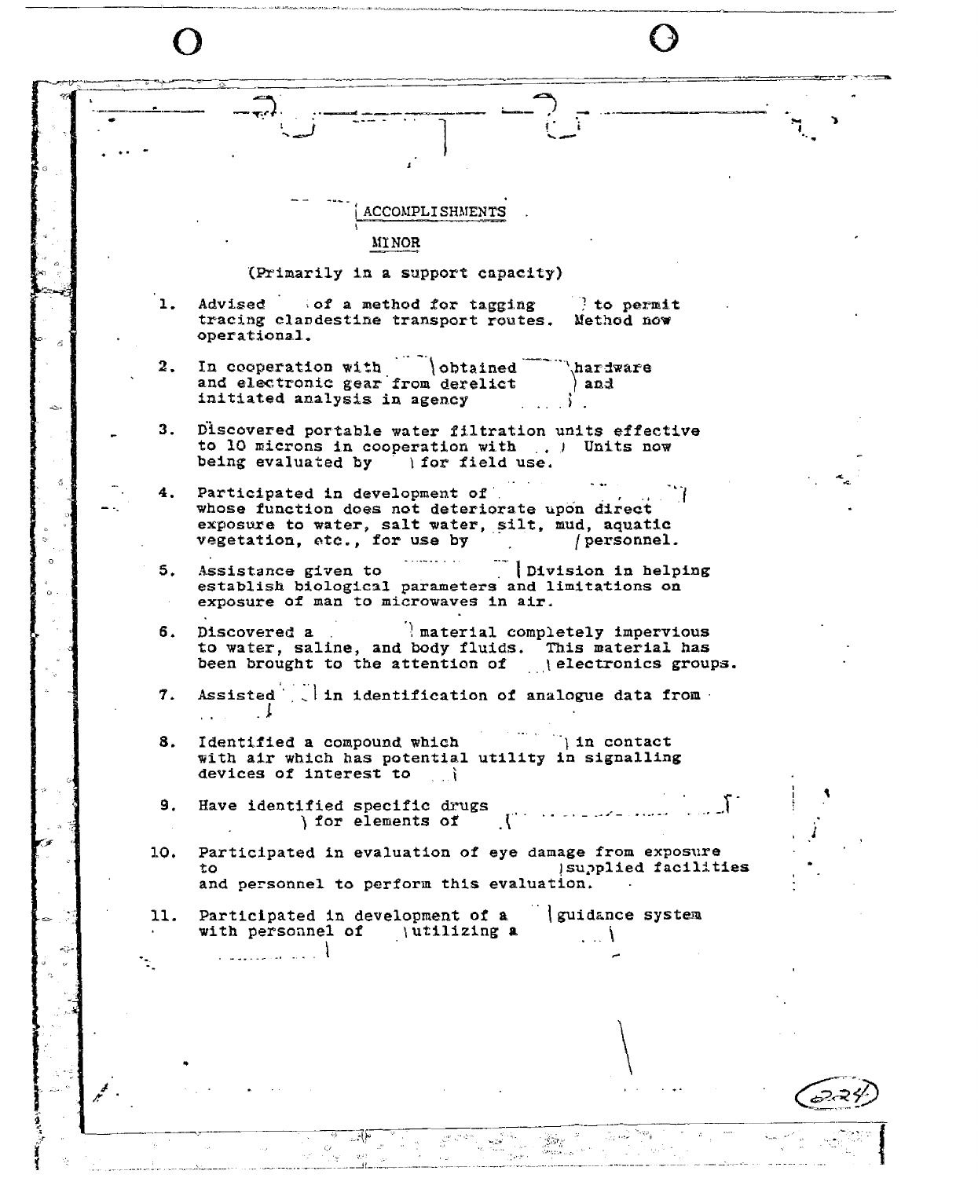## ACCOMPLISHMENTS

### MINOR

(Primarily in a support capacity)

1. Advised of a method for tagging to permit tracing clandestine transport routes. Method now operational.

2. In cooperation with obtained hardware and electronic gear from derelict and initiated analysis in agency .

3. Discovered portable water filtration units effective to 10 microns in cooperation with . Units now being evaluated by for field use.

4. Participated in development of whose function does not deteriorate upon direct exposure to water, salt water, silt, mud, aquatic vegetation, etc., for use by personnel.

5. Assistance given to Division in helping establish biological parameters and limitations on exposure of man to microwaves in air.

6. Discovered a material completely impervious to water, saline, and body fluids. This material has been brought to the attention of electronics groups.

7. Assisted in identification of analogue data from

8. Identified a compound which in contact with air which has potential utility in signalling devices of interest to

9. Have identified specific drugs for elements of

10. Participated in evaluation of eye damage from exposure to supplied facilities and personnel to perform this evaluation.

11. Participated in development of a guidance system with personnel of utilizing a